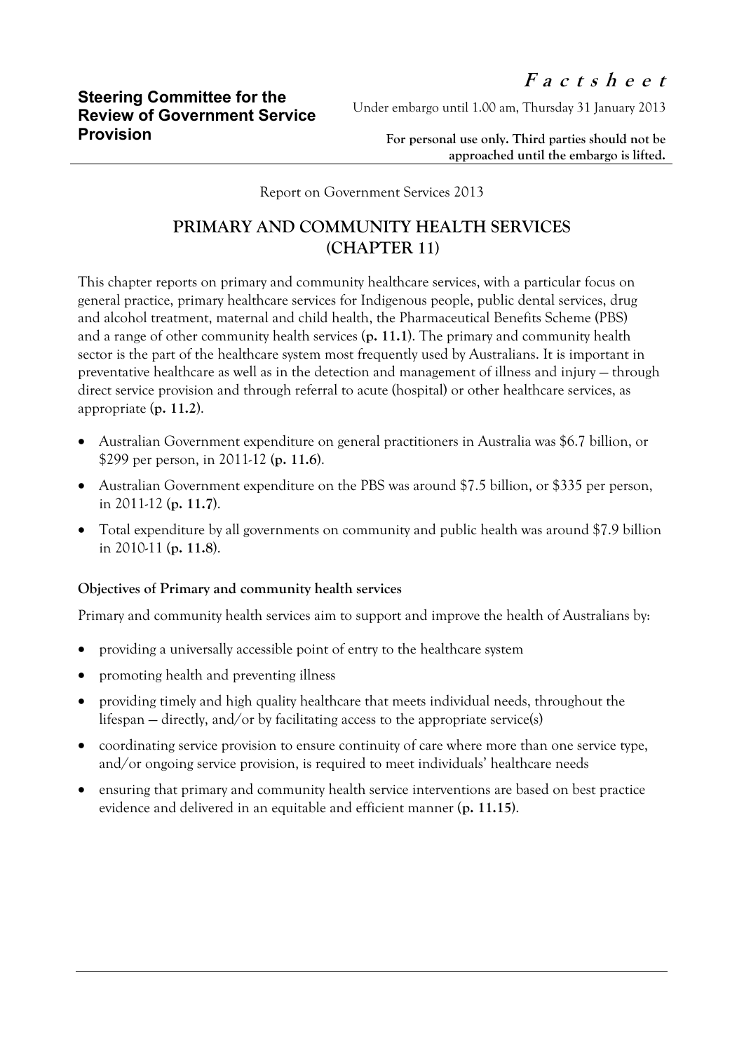**Steering Committee for the Review of Government Service Provision**

***Factsheet***

Under embargo until 1.00 am, Thursday 31 January 2013

**For personal use only. Third parties should not be approached until the embargo is lifted.**

Report on Government Services 2013

# PRIMARY AND COMMUNITY HEALTH SERVICES (CHAPTER 11)

This chapter reports on primary and community healthcare services, with a particular focus on general practice, primary healthcare services for Indigenous people, public dental services, drug and alcohol treatment, maternal and child health, the Pharmaceutical Benefits Scheme (PBS) and a range of other community health services (**p. 11.1**). The primary and community health sector is the part of the healthcare system most frequently used by Australians. It is important in preventative healthcare as well as in the detection and management of illness and injury — through direct service provision and through referral to acute (hospital) or other healthcare services, as appropriate (**p. 11.2**).

- Australian Government expenditure on general practitioners in Australia was $6.7 billion, or $299 per person, in 2011-12 (**p. 11.6**).
- Australian Government expenditure on the PBS was around $7.5 billion, or $335 per person, in 2011-12 (**p. 11.7**).
- Total expenditure by all governments on community and public health was around $7.9 billion in 2010-11 (**p. 11.8**).

### Objectives of Primary and community health services

Primary and community health services aim to support and improve the health of Australians by:

- providing a universally accessible point of entry to the healthcare system
- promoting health and preventing illness
- providing timely and high quality healthcare that meets individual needs, throughout the lifespan — directly, and/or by facilitating access to the appropriate service(s)
- coordinating service provision to ensure continuity of care where more than one service type, and/or ongoing service provision, is required to meet individuals' healthcare needs
- ensuring that primary and community health service interventions are based on best practice evidence and delivered in an equitable and efficient manner (**p. 11.15**).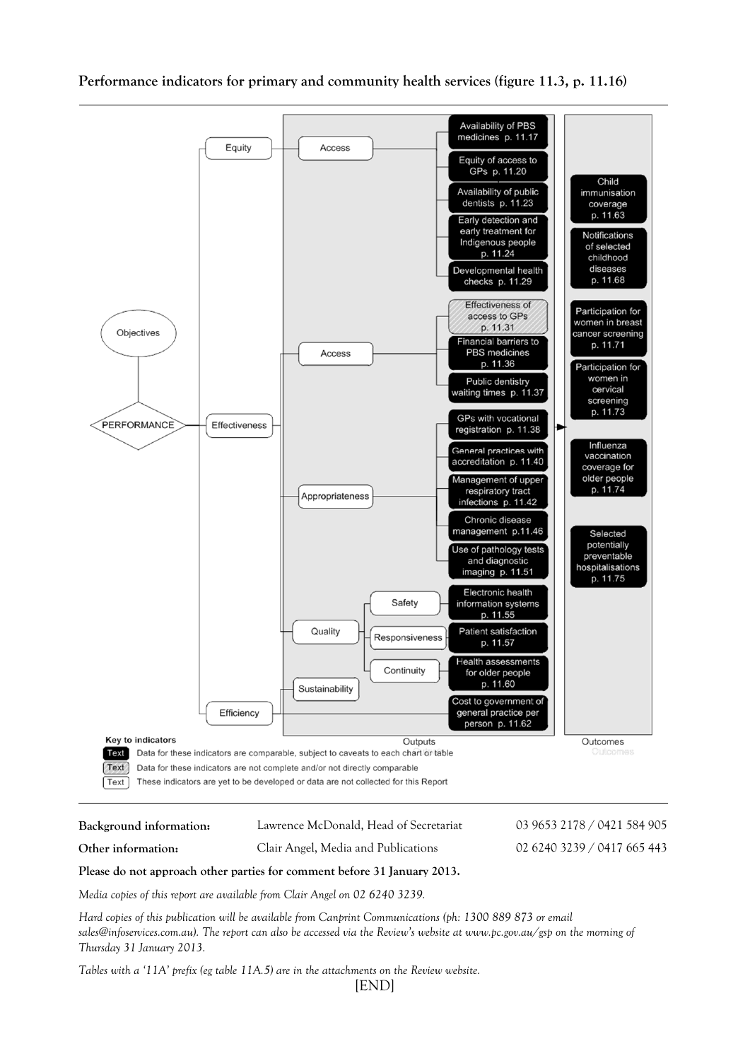**Performance indicators for primary and community health services (figure 11.3, p. 11.16)**

PERFORMANCE

Objectives

Equity

Access

Availability of PBS medicines p. 11.17

Equity of access to GPs p. 11.20

Availability of public dentists p. 11.23

Early detection and early treatment for Indigenous people p. 11.24

Developmental health checks p. 11.29

Effectiveness

Access

Effectiveness of access to GPs p. 11.31

Financial barriers to PBS medicines p. 11.36

Public dentistry waiting times p. 11.37

Appropriateness

GPs with vocational registration p. 11.38

General practices with accreditation p. 11.40

Management of upper respiratory tract infections p. 11.42

Chronic disease management p.11.46

Use of pathology tests and diagnostic imaging p. 11.51

Quality

Safety

Electronic health information systems p. 11.55

Responsiveness

Patient satisfaction p. 11.57

Continuity

Health assessments for older people p. 11.60

Sustainability

Efficiency

Cost to government of general practice per person p. 11.62

Child immunisation coverage p. 11.63

Notifications of selected childhood diseases p. 11.68

Participation for women in breast cancer screening p. 11.71

Participation for women in cervical screening p. 11.73

Influenza vaccination coverage for older people p. 11.74

Selected potentially preventable hospitalisations p. 11.75

Outputs

Outcomes

Key to indicators

Text — Data for these indicators are comparable, subject to caveats to each chart or table

Text — Data for these indicators are not complete and/or not directly comparable

Text — These indicators are yet to be developed or data are not collected for this Report

---

| | | |
|---|---|---|
| **Background information:** | Lawrence McDonald, Head of Secretariat | 03 9653 2178 / 0421 584 905 |
| **Other information:** | Clair Angel, Media and Publications | 02 6240 3239 / 0417 665 443 |

**Please do not approach other parties for comment before 31 January 2013.**

*Media copies of this report are available from Clair Angel on 02 6240 3239.*

*Hard copies of this publication will be available from Canprint Communications (ph: 1300 889 873 or email sales@infoservices.com.au). The report can also be accessed via the Review's website at www.pc.gov.au/gsp on the morning of Thursday 31 January 2013.*

*Tables with a '11A' prefix (eg table 11A.5) are in the attachments on the Review website.*

[END]